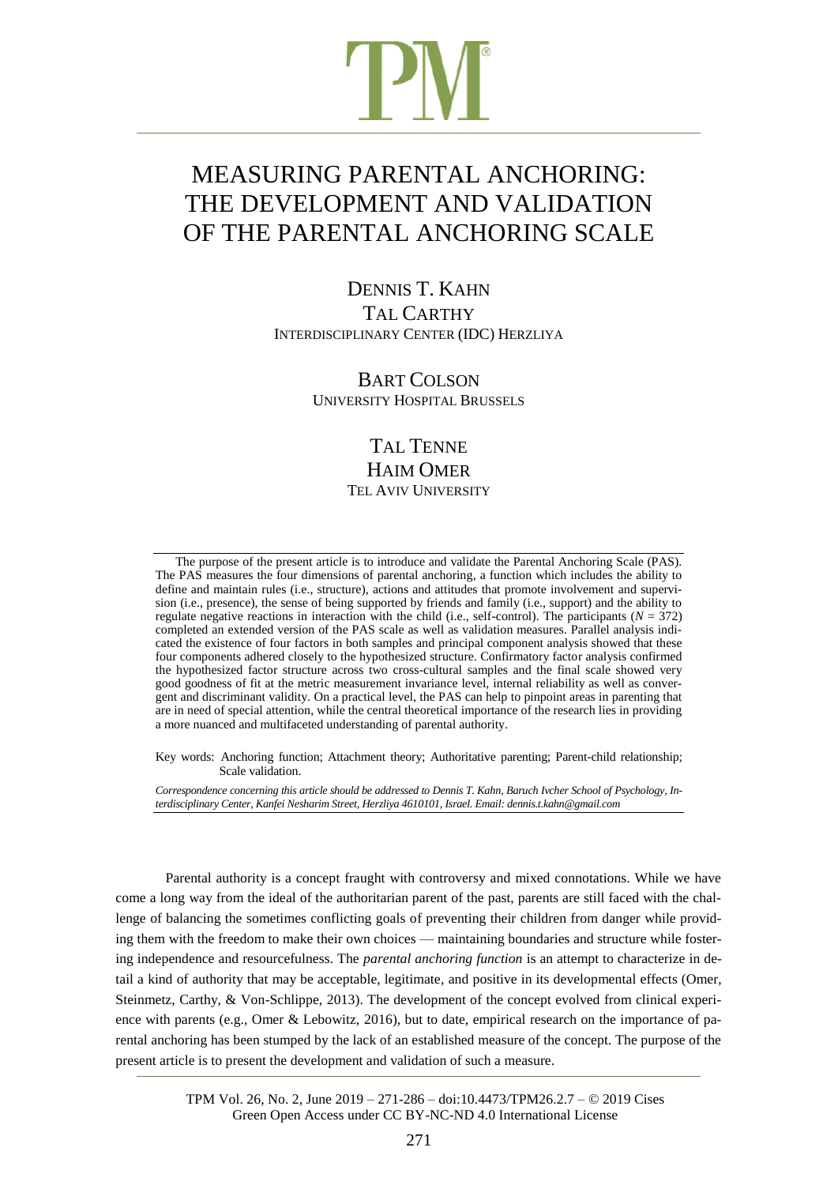# MEASURING PARENTAL ANCHORING: THE DEVELOPMENT AND VALIDATION OF THE PARENTAL ANCHORING SCALE

DENNIS T. KAHN
TAL CARTHY
INTERDISCIPLINARY CENTER (IDC) HERZLIYA

BART COLSON
UNIVERSITY HOSPITAL BRUSSELS

TAL TENNE
HAIM OMER
TEL AVIV UNIVERSITY

The purpose of the present article is to introduce and validate the Parental Anchoring Scale (PAS). The PAS measures the four dimensions of parental anchoring, a function which includes the ability to define and maintain rules (i.e., structure), actions and attitudes that promote involvement and supervision (i.e., presence), the sense of being supported by friends and family (i.e., support) and the ability to regulate negative reactions in interaction with the child (i.e., self-control). The participants ($N = 372$) completed an extended version of the PAS scale as well as validation measures. Parallel analysis indicated the existence of four factors in both samples and principal component analysis showed that these four components adhered closely to the hypothesized structure. Confirmatory factor analysis confirmed the hypothesized factor structure across two cross-cultural samples and the final scale showed very good goodness of fit at the metric measurement invariance level, internal reliability as well as convergent and discriminant validity. On a practical level, the PAS can help to pinpoint areas in parenting that are in need of special attention, while the central theoretical importance of the research lies in providing a more nuanced and multifaceted understanding of parental authority.

Key words: Anchoring function; Attachment theory; Authoritative parenting; Parent-child relationship; Scale validation.

*Correspondence concerning this article should be addressed to Dennis T. Kahn, Baruch Ivcher School of Psychology, Interdisciplinary Center, Kanfei Nesharim Street, Herzliya 4610101, Israel. Email: dennis.t.kahn@gmail.com*

Parental authority is a concept fraught with controversy and mixed connotations. While we have come a long way from the ideal of the authoritarian parent of the past, parents are still faced with the challenge of balancing the sometimes conflicting goals of preventing their children from danger while providing them with the freedom to make their own choices — maintaining boundaries and structure while fostering independence and resourcefulness. The *parental anchoring function* is an attempt to characterize in detail a kind of authority that may be acceptable, legitimate, and positive in its developmental effects (Omer, Steinmetz, Carthy, & Von-Schlippe, 2013). The development of the concept evolved from clinical experience with parents (e.g., Omer & Lebowitz, 2016), but to date, empirical research on the importance of parental anchoring has been stumped by the lack of an established measure of the concept. The purpose of the present article is to present the development and validation of such a measure.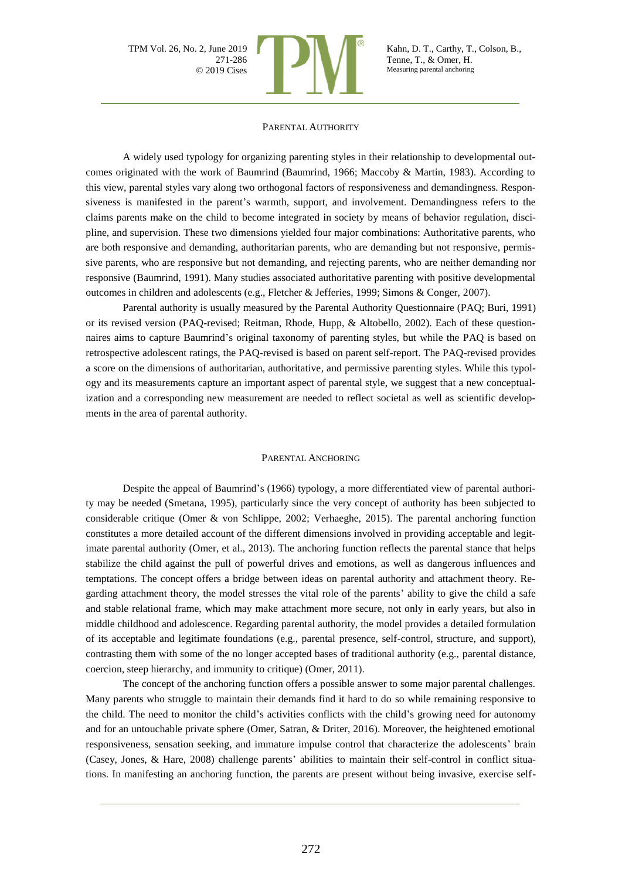## PARENTAL AUTHORITY

A widely used typology for organizing parenting styles in their relationship to developmental outcomes originated with the work of Baumrind (Baumrind, 1966; Maccoby & Martin, 1983). According to this view, parental styles vary along two orthogonal factors of responsiveness and demandingness. Responsiveness is manifested in the parent's warmth, support, and involvement. Demandingness refers to the claims parents make on the child to become integrated in society by means of behavior regulation, discipline, and supervision. These two dimensions yielded four major combinations: Authoritative parents, who are both responsive and demanding, authoritarian parents, who are demanding but not responsive, permissive parents, who are responsive but not demanding, and rejecting parents, who are neither demanding nor responsive (Baumrind, 1991). Many studies associated authoritative parenting with positive developmental outcomes in children and adolescents (e.g., Fletcher & Jefferies, 1999; Simons & Conger, 2007).

Parental authority is usually measured by the Parental Authority Questionnaire (PAQ; Buri, 1991) or its revised version (PAQ-revised; Reitman, Rhode, Hupp, & Altobello, 2002). Each of these questionnaires aims to capture Baumrind's original taxonomy of parenting styles, but while the PAQ is based on retrospective adolescent ratings, the PAQ-revised is based on parent self-report. The PAQ-revised provides a score on the dimensions of authoritarian, authoritative, and permissive parenting styles. While this typology and its measurements capture an important aspect of parental style, we suggest that a new conceptualization and a corresponding new measurement are needed to reflect societal as well as scientific developments in the area of parental authority.

## PARENTAL ANCHORING

Despite the appeal of Baumrind's (1966) typology, a more differentiated view of parental authority may be needed (Smetana, 1995), particularly since the very concept of authority has been subjected to considerable critique (Omer & von Schlippe, 2002; Verhaeghe, 2015). The parental anchoring function constitutes a more detailed account of the different dimensions involved in providing acceptable and legitimate parental authority (Omer, et al., 2013). The anchoring function reflects the parental stance that helps stabilize the child against the pull of powerful drives and emotions, as well as dangerous influences and temptations. The concept offers a bridge between ideas on parental authority and attachment theory. Regarding attachment theory, the model stresses the vital role of the parents' ability to give the child a safe and stable relational frame, which may make attachment more secure, not only in early years, but also in middle childhood and adolescence. Regarding parental authority, the model provides a detailed formulation of its acceptable and legitimate foundations (e.g., parental presence, self-control, structure, and support), contrasting them with some of the no longer accepted bases of traditional authority (e.g., parental distance, coercion, steep hierarchy, and immunity to critique) (Omer, 2011).

The concept of the anchoring function offers a possible answer to some major parental challenges. Many parents who struggle to maintain their demands find it hard to do so while remaining responsive to the child. The need to monitor the child's activities conflicts with the child's growing need for autonomy and for an untouchable private sphere (Omer, Satran, & Driter, 2016). Moreover, the heightened emotional responsiveness, sensation seeking, and immature impulse control that characterize the adolescents' brain (Casey, Jones, & Hare, 2008) challenge parents' abilities to maintain their self-control in conflict situations. In manifesting an anchoring function, the parents are present without being invasive, exercise self-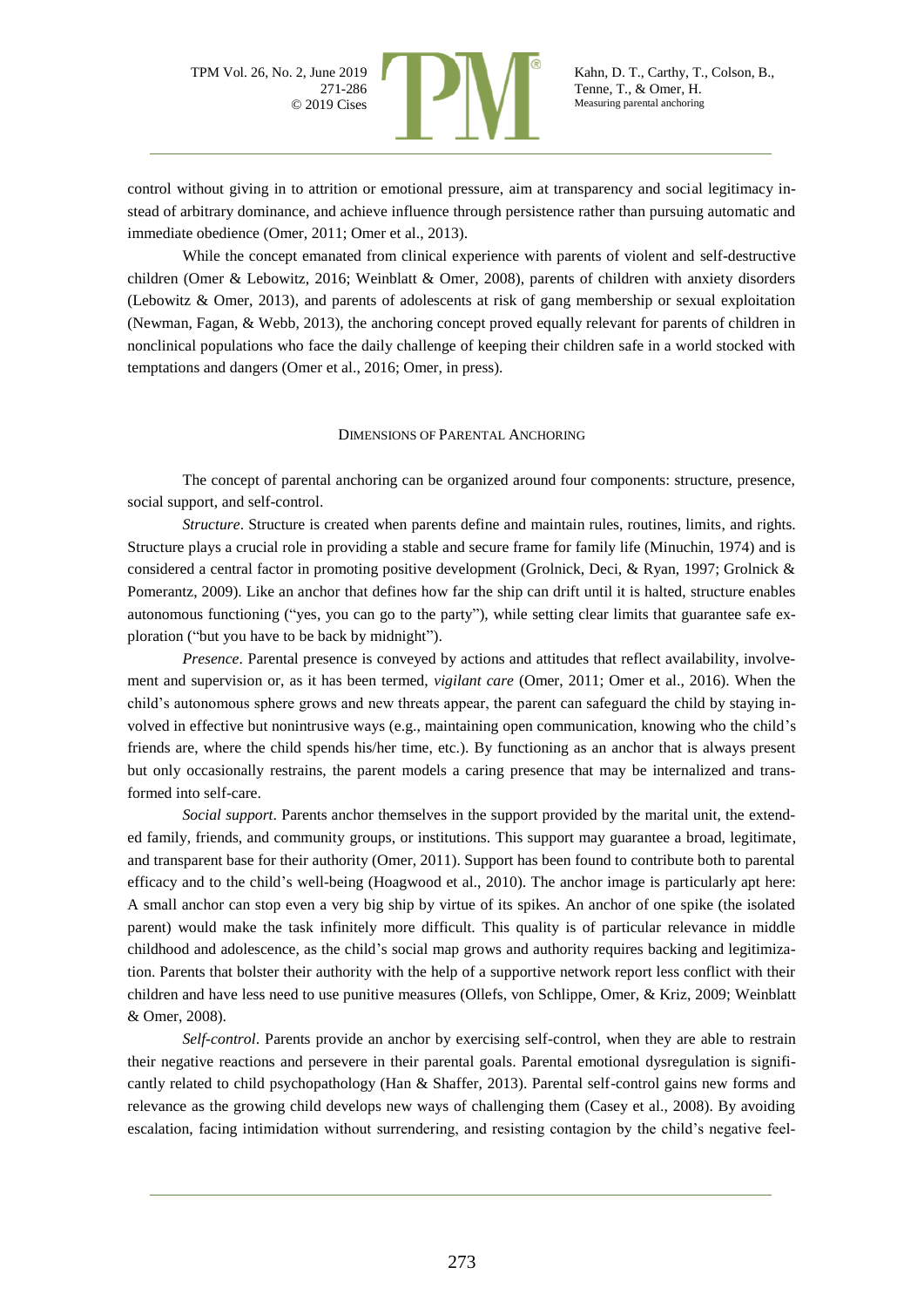control without giving in to attrition or emotional pressure, aim at transparency and social legitimacy instead of arbitrary dominance, and achieve influence through persistence rather than pursuing automatic and immediate obedience (Omer, 2011; Omer et al., 2013).

While the concept emanated from clinical experience with parents of violent and self-destructive children (Omer & Lebowitz, 2016; Weinblatt & Omer, 2008), parents of children with anxiety disorders (Lebowitz & Omer, 2013), and parents of adolescents at risk of gang membership or sexual exploitation (Newman, Fagan, & Webb, 2013), the anchoring concept proved equally relevant for parents of children in nonclinical populations who face the daily challenge of keeping their children safe in a world stocked with temptations and dangers (Omer et al., 2016; Omer, in press).

## DIMENSIONS OF PARENTAL ANCHORING

The concept of parental anchoring can be organized around four components: structure, presence, social support, and self-control.

*Structure*. Structure is created when parents define and maintain rules, routines, limits, and rights. Structure plays a crucial role in providing a stable and secure frame for family life (Minuchin, 1974) and is considered a central factor in promoting positive development (Grolnick, Deci, & Ryan, 1997; Grolnick & Pomerantz, 2009). Like an anchor that defines how far the ship can drift until it is halted, structure enables autonomous functioning ("yes, you can go to the party"), while setting clear limits that guarantee safe exploration ("but you have to be back by midnight").

*Presence*. Parental presence is conveyed by actions and attitudes that reflect availability, involvement and supervision or, as it has been termed, *vigilant care* (Omer, 2011; Omer et al., 2016). When the child's autonomous sphere grows and new threats appear, the parent can safeguard the child by staying involved in effective but nonintrusive ways (e.g., maintaining open communication, knowing who the child's friends are, where the child spends his/her time, etc.). By functioning as an anchor that is always present but only occasionally restrains, the parent models a caring presence that may be internalized and transformed into self-care.

*Social support*. Parents anchor themselves in the support provided by the marital unit, the extended family, friends, and community groups, or institutions. This support may guarantee a broad, legitimate, and transparent base for their authority (Omer, 2011). Support has been found to contribute both to parental efficacy and to the child's well-being (Hoagwood et al., 2010). The anchor image is particularly apt here: A small anchor can stop even a very big ship by virtue of its spikes. An anchor of one spike (the isolated parent) would make the task infinitely more difficult. This quality is of particular relevance in middle childhood and adolescence, as the child's social map grows and authority requires backing and legitimization. Parents that bolster their authority with the help of a supportive network report less conflict with their children and have less need to use punitive measures (Ollefs, von Schlippe, Omer, & Kriz, 2009; Weinblatt & Omer, 2008).

*Self-control*. Parents provide an anchor by exercising self-control, when they are able to restrain their negative reactions and persevere in their parental goals. Parental emotional dysregulation is significantly related to child psychopathology (Han & Shaffer, 2013). Parental self-control gains new forms and relevance as the growing child develops new ways of challenging them (Casey et al., 2008). By avoiding escalation, facing intimidation without surrendering, and resisting contagion by the child's negative feel-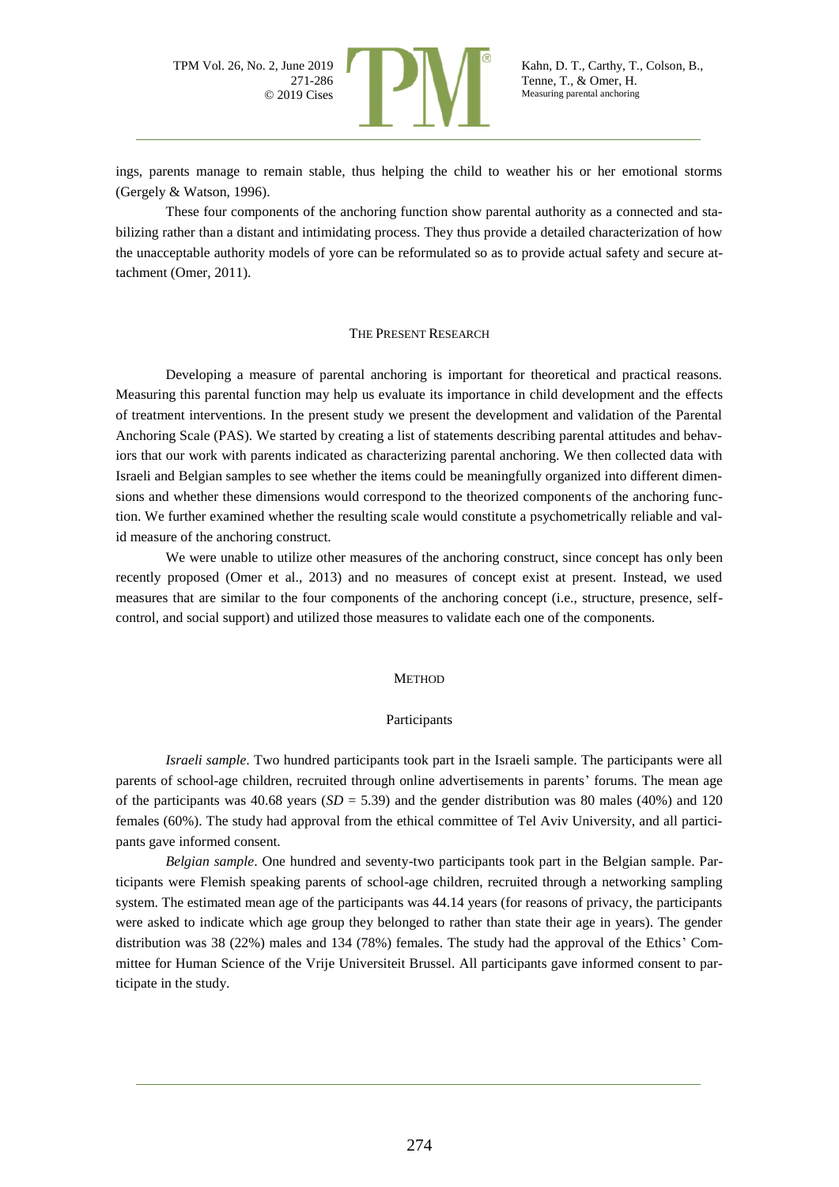ings, parents manage to remain stable, thus helping the child to weather his or her emotional storms (Gergely & Watson, 1996).

These four components of the anchoring function show parental authority as a connected and stabilizing rather than a distant and intimidating process. They thus provide a detailed characterization of how the unacceptable authority models of yore can be reformulated so as to provide actual safety and secure attachment (Omer, 2011).

## THE PRESENT RESEARCH

Developing a measure of parental anchoring is important for theoretical and practical reasons. Measuring this parental function may help us evaluate its importance in child development and the effects of treatment interventions. In the present study we present the development and validation of the Parental Anchoring Scale (PAS). We started by creating a list of statements describing parental attitudes and behaviors that our work with parents indicated as characterizing parental anchoring. We then collected data with Israeli and Belgian samples to see whether the items could be meaningfully organized into different dimensions and whether these dimensions would correspond to the theorized components of the anchoring function. We further examined whether the resulting scale would constitute a psychometrically reliable and valid measure of the anchoring construct.

We were unable to utilize other measures of the anchoring construct, since concept has only been recently proposed (Omer et al., 2013) and no measures of concept exist at present. Instead, we used measures that are similar to the four components of the anchoring concept (i.e., structure, presence, self-control, and social support) and utilized those measures to validate each one of the components.

## METHOD

### Participants

*Israeli sample.* Two hundred participants took part in the Israeli sample. The participants were all parents of school-age children, recruited through online advertisements in parents' forums. The mean age of the participants was 40.68 years (*SD* = 5.39) and the gender distribution was 80 males (40%) and 120 females (60%). The study had approval from the ethical committee of Tel Aviv University, and all participants gave informed consent.

*Belgian sample*. One hundred and seventy-two participants took part in the Belgian sample. Participants were Flemish speaking parents of school-age children, recruited through a networking sampling system. The estimated mean age of the participants was 44.14 years (for reasons of privacy, the participants were asked to indicate which age group they belonged to rather than state their age in years). The gender distribution was 38 (22%) males and 134 (78%) females. The study had the approval of the Ethics' Committee for Human Science of the Vrije Universiteit Brussel. All participants gave informed consent to participate in the study.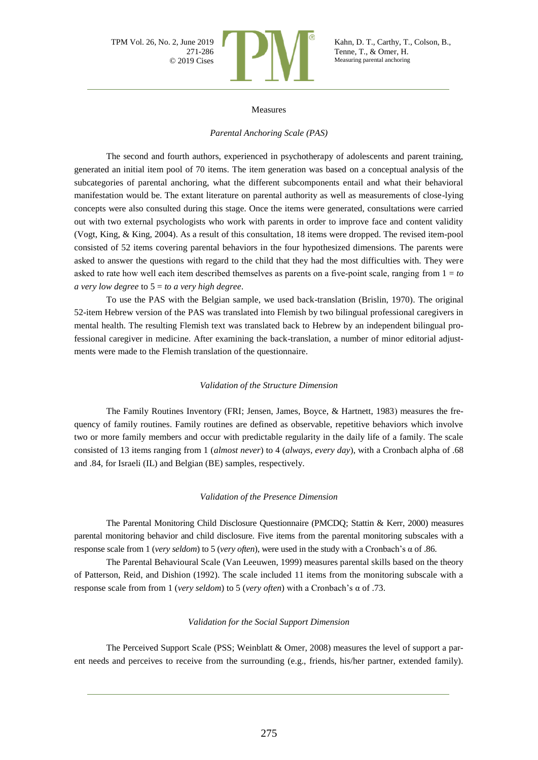## Measures

### *Parental Anchoring Scale (PAS)*

The second and fourth authors, experienced in psychotherapy of adolescents and parent training, generated an initial item pool of 70 items. The item generation was based on a conceptual analysis of the subcategories of parental anchoring, what the different subcomponents entail and what their behavioral manifestation would be. The extant literature on parental authority as well as measurements of close-lying concepts were also consulted during this stage. Once the items were generated, consultations were carried out with two external psychologists who work with parents in order to improve face and content validity (Vogt, King, & King, 2004). As a result of this consultation, 18 items were dropped. The revised item-pool consisted of 52 items covering parental behaviors in the four hypothesized dimensions. The parents were asked to answer the questions with regard to the child that they had the most difficulties with. They were asked to rate how well each item described themselves as parents on a five-point scale, ranging from 1 = *to a very low degree* to 5 = *to a very high degree*.

To use the PAS with the Belgian sample, we used back-translation (Brislin, 1970). The original 52-item Hebrew version of the PAS was translated into Flemish by two bilingual professional caregivers in mental health. The resulting Flemish text was translated back to Hebrew by an independent bilingual professional caregiver in medicine. After examining the back-translation, a number of minor editorial adjustments were made to the Flemish translation of the questionnaire.

### *Validation of the Structure Dimension*

The Family Routines Inventory (FRI; Jensen, James, Boyce, & Hartnett, 1983) measures the frequency of family routines. Family routines are defined as observable, repetitive behaviors which involve two or more family members and occur with predictable regularity in the daily life of a family. The scale consisted of 13 items ranging from 1 (*almost never*) to 4 (*always, every day*), with a Cronbach alpha of .68 and .84, for Israeli (IL) and Belgian (BE) samples, respectively.

### *Validation of the Presence Dimension*

The Parental Monitoring Child Disclosure Questionnaire (PMCDQ; Stattin & Kerr, 2000) measures parental monitoring behavior and child disclosure. Five items from the parental monitoring subscales with a response scale from 1 (*very seldom*) to 5 (*very often*), were used in the study with a Cronbach's α of .86.

The Parental Behavioural Scale (Van Leeuwen, 1999) measures parental skills based on the theory of Patterson, Reid, and Dishion (1992). The scale included 11 items from the monitoring subscale with a response scale from from 1 (*very seldom*) to 5 (*very often*) with a Cronbach's α of .73.

### *Validation for the Social Support Dimension*

The Perceived Support Scale (PSS; Weinblatt & Omer, 2008) measures the level of support a parent needs and perceives to receive from the surrounding (e.g., friends, his/her partner, extended family).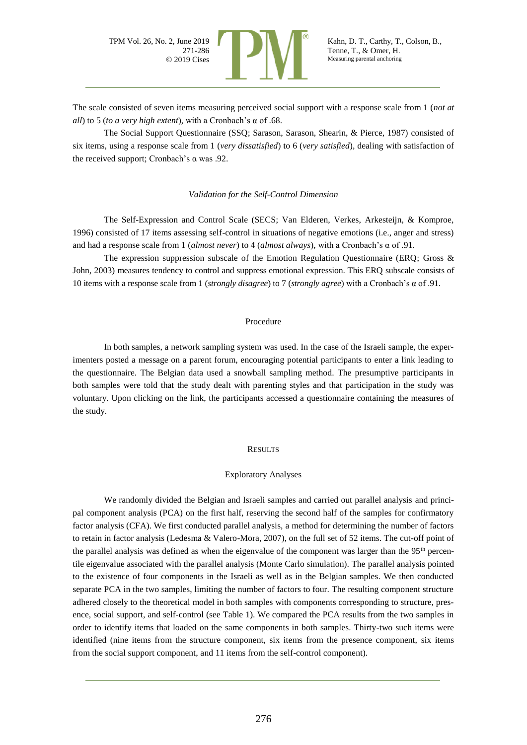The scale consisted of seven items measuring perceived social support with a response scale from 1 (*not at all*) to 5 (*to a very high extent*), with a Cronbach's α of .68.

The Social Support Questionnaire (SSQ; Sarason, Sarason, Shearin, & Pierce, 1987) consisted of six items, using a response scale from 1 (*very dissatisfied*) to 6 (*very satisfied*), dealing with satisfaction of the received support; Cronbach's α was .92.

### *Validation for the Self-Control Dimension*

The Self-Expression and Control Scale (SECS; Van Elderen, Verkes, Arkesteijn, & Komproe, 1996) consisted of 17 items assessing self-control in situations of negative emotions (i.e., anger and stress) and had a response scale from 1 (*almost never*) to 4 (*almost always*), with a Cronbach's α of .91.

The expression suppression subscale of the Emotion Regulation Questionnaire (ERQ; Gross & John, 2003) measures tendency to control and suppress emotional expression. This ERQ subscale consists of 10 items with a response scale from 1 (*strongly disagree*) to 7 (*strongly agree*) with a Cronbach's α of .91.

## Procedure

In both samples, a network sampling system was used. In the case of the Israeli sample, the experimenters posted a message on a parent forum, encouraging potential participants to enter a link leading to the questionnaire. The Belgian data used a snowball sampling method. The presumptive participants in both samples were told that the study dealt with parenting styles and that participation in the study was voluntary. Upon clicking on the link, the participants accessed a questionnaire containing the measures of the study.

# RESULTS

## Exploratory Analyses

We randomly divided the Belgian and Israeli samples and carried out parallel analysis and principal component analysis (PCA) on the first half, reserving the second half of the samples for confirmatory factor analysis (CFA). We first conducted parallel analysis, a method for determining the number of factors to retain in factor analysis (Ledesma & Valero-Mora, 2007), on the full set of 52 items. The cut-off point of the parallel analysis was defined as when the eigenvalue of the component was larger than the 95$^{th}$ percentile eigenvalue associated with the parallel analysis (Monte Carlo simulation). The parallel analysis pointed to the existence of four components in the Israeli as well as in the Belgian samples. We then conducted separate PCA in the two samples, limiting the number of factors to four. The resulting component structure adhered closely to the theoretical model in both samples with components corresponding to structure, presence, social support, and self-control (see Table 1). We compared the PCA results from the two samples in order to identify items that loaded on the same components in both samples. Thirty-two such items were identified (nine items from the structure component, six items from the presence component, six items from the social support component, and 11 items from the self-control component).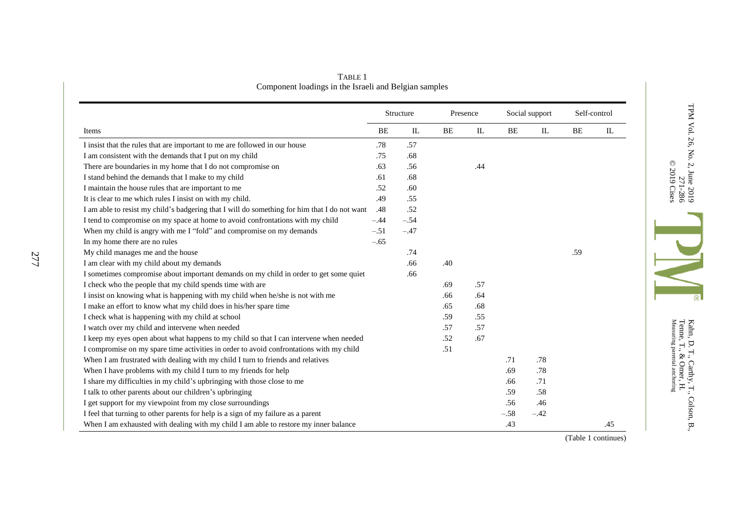TABLE 1
Component loadings in the Israeli and Belgian samples

| Items | Structure | | Presence | | Social support | | Self-control | |
|---|---|---|---|---|---|---|---|---|
| | BE | IL | BE | IL | BE | IL | BE | IL |
| I insist that the rules that are important to me are followed in our house | .78 | .57 | | | | | | |
| I am consistent with the demands that I put on my child | .75 | .68 | | | | | | |
| There are boundaries in my home that I do not compromise on | .63 | .56 | | .44 | | | | |
| I stand behind the demands that I make to my child | .61 | .68 | | | | | | |
| I maintain the house rules that are important to me | .52 | .60 | | | | | | |
| It is clear to me which rules I insist on with my child. | .49 | .55 | | | | | | |
| I am able to resist my child's badgering that I will do something for him that I do not want | .48 | .52 | | | | | | |
| I tend to compromise on my space at home to avoid confrontations with my child | –.44 | –.54 | | | | | | |
| When my child is angry with me I "fold" and compromise on my demands | –.51 | –.47 | | | | | | |
| In my home there are no rules | –.65 | | | | | | | |
| My child manages me and the house | | .74 | | | | | .59 | |
| I am clear with my child about my demands | | .66 | .40 | | | | | |
| I sometimes compromise about important demands on my child in order to get some quiet | | .66 | | | | | | |
| I check who the people that my child spends time with are | | | .69 | .57 | | | | |
| I insist on knowing what is happening with my child when he/she is not with me | | | .66 | .64 | | | | |
| I make an effort to know what my child does in his/her spare time | | | .65 | .68 | | | | |
| I check what is happening with my child at school | | | .59 | .55 | | | | |
| I watch over my child and intervene when needed | | | .57 | .57 | | | | |
| I keep my eyes open about what happens to my child so that I can intervene when needed | | | .52 | .67 | | | | |
| I compromise on my spare time activities in order to avoid confrontations with my child | | | .51 | | | | | |
| When I am frustrated with dealing with my child I turn to friends and relatives | | | | | .71 | .78 | | |
| When I have problems with my child I turn to my friends for help | | | | | .69 | .78 | | |
| I share my difficulties in my child's upbringing with those close to me | | | | | .66 | .71 | | |
| I talk to other parents about our children's upbringing | | | | | .59 | .58 | | |
| I get support for my viewpoint from my close surroundings | | | | | .56 | .46 | | |
| I feel that turning to other parents for help is a sign of my failure as a parent | | | | | –.58 | –.42 | | |
| When I am exhausted with dealing with my child I am able to restore my inner balance | | | | | .43 | | | .45 |

(Table 1 continues)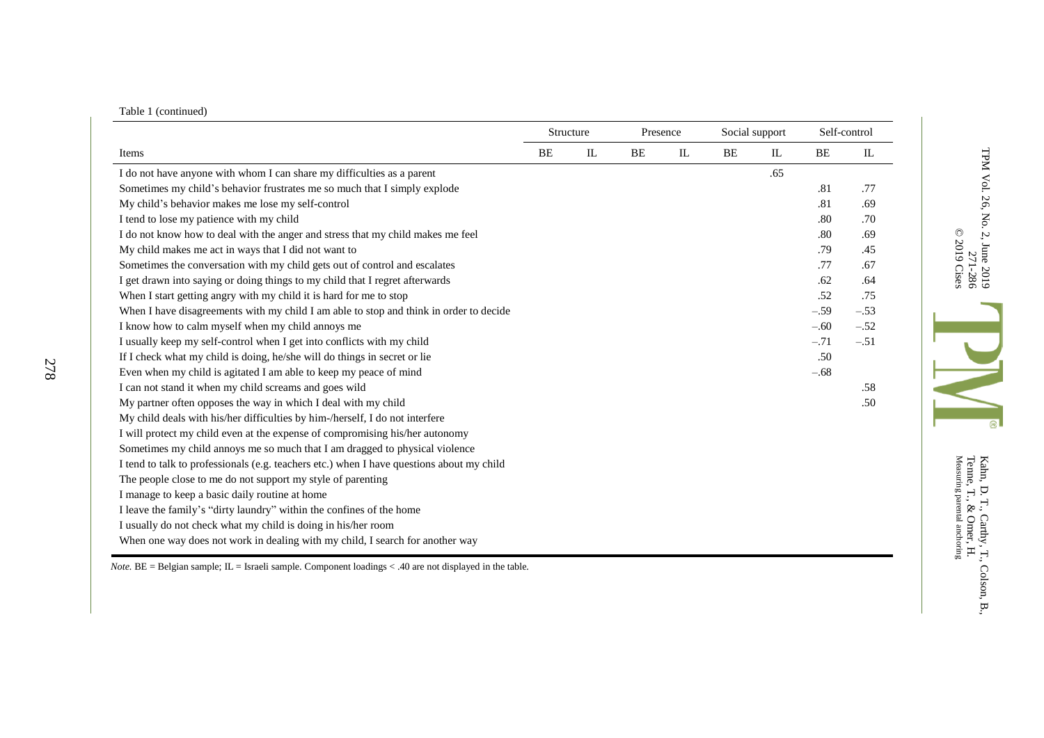Table 1 (continued)

| Items | Structure | | Presence | | Social support | | Self-control | |
|---|---|---|---|---|---|---|---|---|
| | BE | IL | BE | IL | BE | IL | BE | IL |
| I do not have anyone with whom I can share my difficulties as a parent | | | | | | .65 | | |
| Sometimes my child's behavior frustrates me so much that I simply explode | | | | | | | .81 | .77 |
| My child's behavior makes me lose my self-control | | | | | | | .81 | .69 |
| I tend to lose my patience with my child | | | | | | | .80 | .70 |
| I do not know how to deal with the anger and stress that my child makes me feel | | | | | | | .80 | .69 |
| My child makes me act in ways that I did not want to | | | | | | | .79 | .45 |
| Sometimes the conversation with my child gets out of control and escalates | | | | | | | .77 | .67 |
| I get drawn into saying or doing things to my child that I regret afterwards | | | | | | | .62 | .64 |
| When I start getting angry with my child it is hard for me to stop | | | | | | | .52 | .75 |
| When I have disagreements with my child I am able to stop and think in order to decide | | | | | | | −.59 | −.53 |
| I know how to calm myself when my child annoys me | | | | | | | −.60 | −.52 |
| I usually keep my self-control when I get into conflicts with my child | | | | | | | −.71 | −.51 |
| If I check what my child is doing, he/she will do things in secret or lie | | | | | | | .50 | |
| Even when my child is agitated I am able to keep my peace of mind | | | | | | | −.68 | |
| I can not stand it when my child screams and goes wild | | | | | | | | .58 |
| My partner often opposes the way in which I deal with my child | | | | | | | | .50 |
| My child deals with his/her difficulties by him-/herself, I do not interfere | | | | | | | | |
| I will protect my child even at the expense of compromising his/her autonomy | | | | | | | | |
| Sometimes my child annoys me so much that I am dragged to physical violence | | | | | | | | |
| I tend to talk to professionals (e.g. teachers etc.) when I have questions about my child | | | | | | | | |
| The people close to me do not support my style of parenting | | | | | | | | |
| I manage to keep a basic daily routine at home | | | | | | | | |
| I leave the family's "dirty laundry" within the confines of the home | | | | | | | | |
| I usually do not check what my child is doing in his/her room | | | | | | | | |
| When one way does not work in dealing with my child, I search for another way | | | | | | | | |

*Note.* BE = Belgian sample; IL = Israeli sample. Component loadings < .40 are not displayed in the table.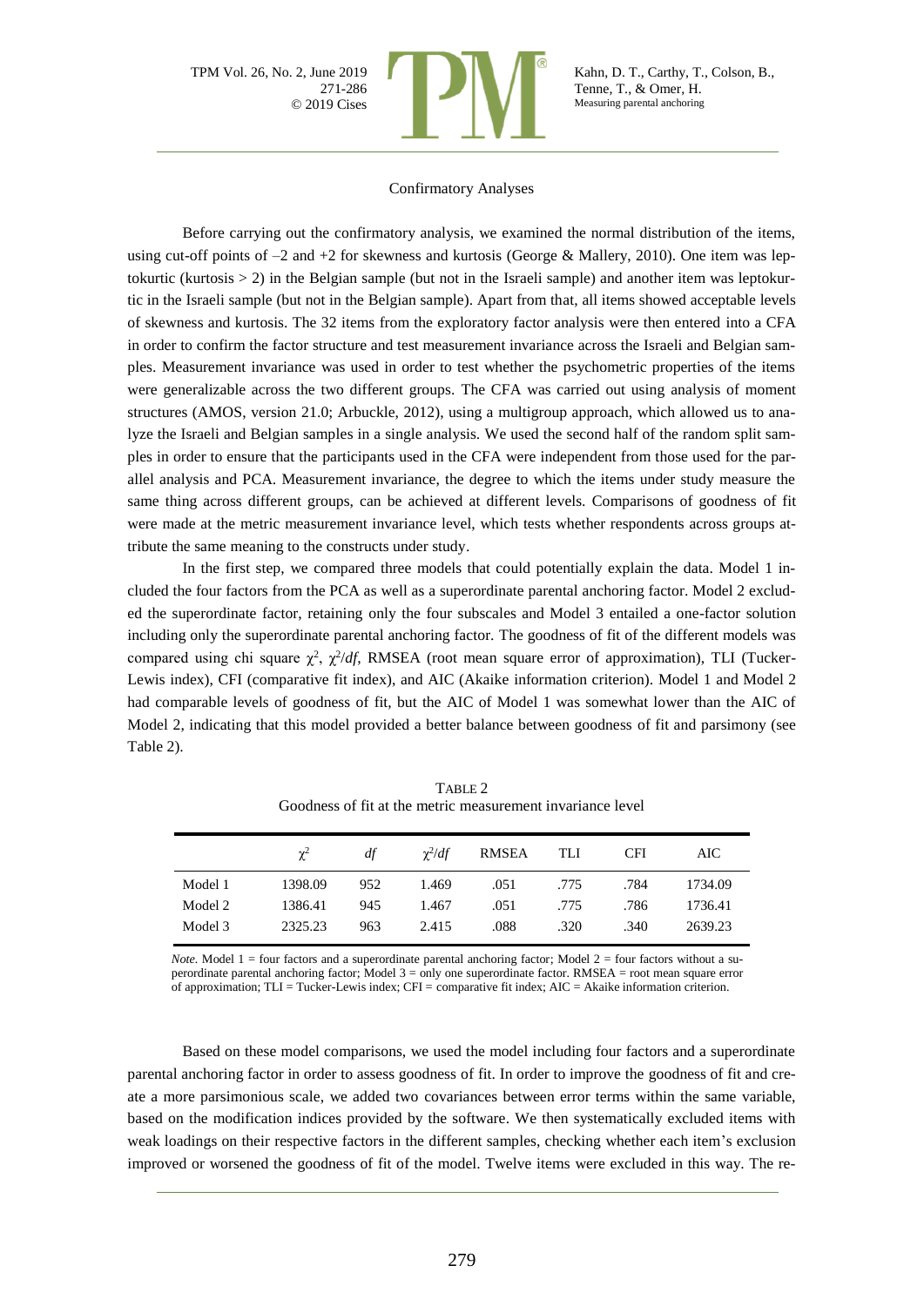## Confirmatory Analyses

Before carrying out the confirmatory analysis, we examined the normal distribution of the items, using cut-off points of –2 and +2 for skewness and kurtosis (George & Mallery, 2010). One item was leptokurtic (kurtosis > 2) in the Belgian sample (but not in the Israeli sample) and another item was leptokurtic in the Israeli sample (but not in the Belgian sample). Apart from that, all items showed acceptable levels of skewness and kurtosis. The 32 items from the exploratory factor analysis were then entered into a CFA in order to confirm the factor structure and test measurement invariance across the Israeli and Belgian samples. Measurement invariance was used in order to test whether the psychometric properties of the items were generalizable across the two different groups. The CFA was carried out using analysis of moment structures (AMOS, version 21.0; Arbuckle, 2012), using a multigroup approach, which allowed us to analyze the Israeli and Belgian samples in a single analysis. We used the second half of the random split samples in order to ensure that the participants used in the CFA were independent from those used for the parallel analysis and PCA. Measurement invariance, the degree to which the items under study measure the same thing across different groups, can be achieved at different levels. Comparisons of goodness of fit were made at the metric measurement invariance level, which tests whether respondents across groups attribute the same meaning to the constructs under study.

In the first step, we compared three models that could potentially explain the data. Model 1 included the four factors from the PCA as well as a superordinate parental anchoring factor. Model 2 excluded the superordinate factor, retaining only the four subscales and Model 3 entailed a one-factor solution including only the superordinate parental anchoring factor. The goodness of fit of the different models was compared using chi square $\chi^2$, $\chi^2/df$, RMSEA (root mean square error of approximation), TLI (Tucker-Lewis index), CFI (comparative fit index), and AIC (Akaike information criterion). Model 1 and Model 2 had comparable levels of goodness of fit, but the AIC of Model 1 was somewhat lower than the AIC of Model 2, indicating that this model provided a better balance between goodness of fit and parsimony (see Table 2).

TABLE 2
Goodness of fit at the metric measurement invariance level

| | $\chi^2$ | *df* | $\chi^2/df$ | RMSEA | TLI | CFI | AIC |
|---|---|---|---|---|---|---|---|
| Model 1 | 1398.09 | 952 | 1.469 | .051 | .775 | .784 | 1734.09 |
| Model 2 | 1386.41 | 945 | 1.467 | .051 | .775 | .786 | 1736.41 |
| Model 3 | 2325.23 | 963 | 2.415 | .088 | .320 | .340 | 2639.23 |

*Note.* Model 1 = four factors and a superordinate parental anchoring factor; Model 2 = four factors without a superordinate parental anchoring factor; Model 3 = only one superordinate factor. RMSEA = root mean square error of approximation; TLI = Tucker-Lewis index; CFI = comparative fit index; AIC = Akaike information criterion.

Based on these model comparisons, we used the model including four factors and a superordinate parental anchoring factor in order to assess goodness of fit. In order to improve the goodness of fit and create a more parsimonious scale, we added two covariances between error terms within the same variable, based on the modification indices provided by the software. We then systematically excluded items with weak loadings on their respective factors in the different samples, checking whether each item's exclusion improved or worsened the goodness of fit of the model. Twelve items were excluded in this way. The re-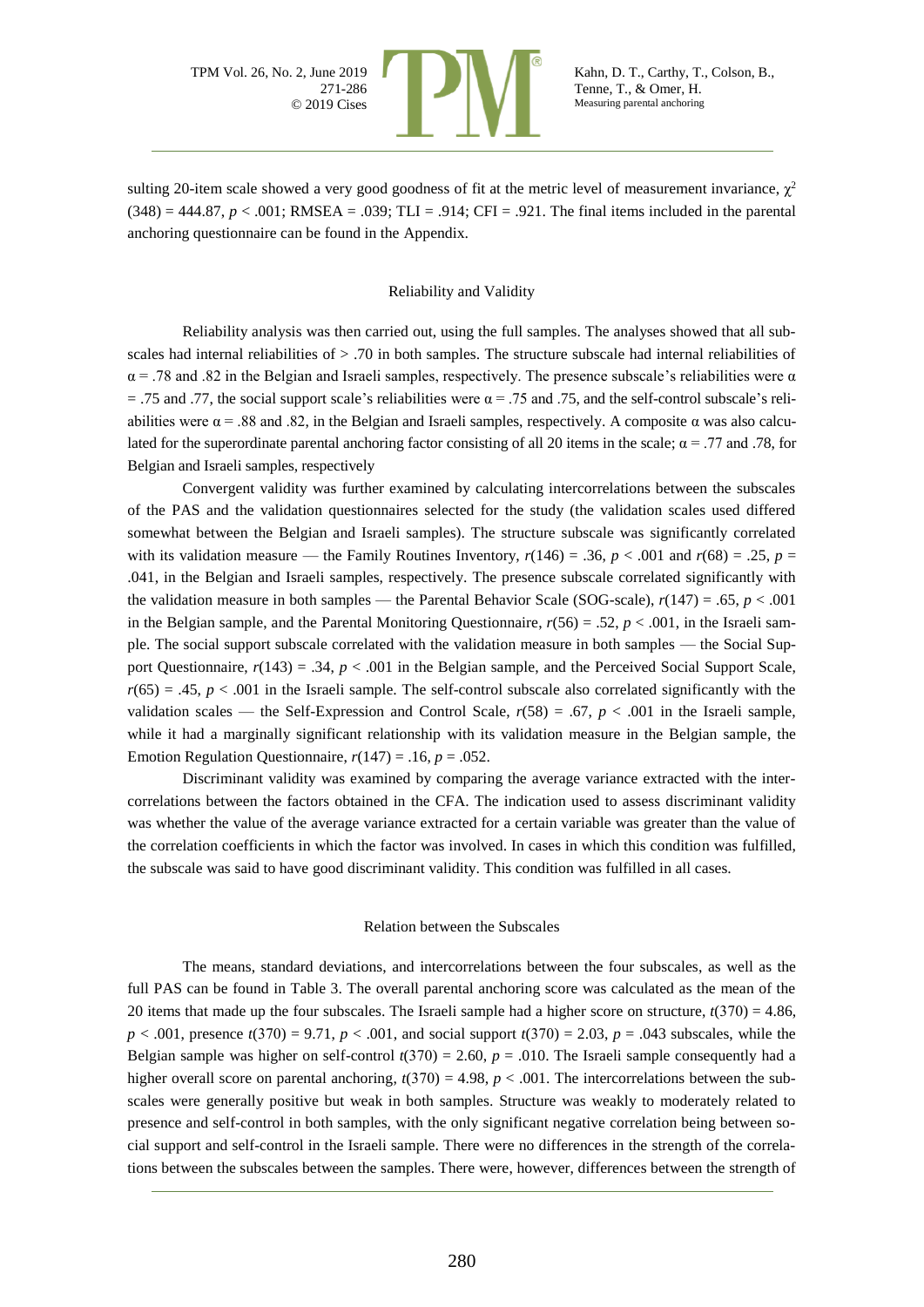sulting 20-item scale showed a very good goodness of fit at the metric level of measurement invariance, $\chi^2$ (348) = 444.87, $p < .001$; RMSEA = .039; TLI = .914; CFI = .921. The final items included in the parental anchoring questionnaire can be found in the Appendix.

## Reliability and Validity

Reliability analysis was then carried out, using the full samples. The analyses showed that all subscales had internal reliabilities of > .70 in both samples. The structure subscale had internal reliabilities of $\alpha = .78$ and .82 in the Belgian and Israeli samples, respectively. The presence subscale's reliabilities were $\alpha = .75$ and .77, the social support scale's reliabilities were $\alpha = .75$ and .75, and the self-control subscale's reliabilities were $\alpha = .88$ and .82, in the Belgian and Israeli samples, respectively. A composite $\alpha$ was also calculated for the superordinate parental anchoring factor consisting of all 20 items in the scale; $\alpha = .77$ and .78, for Belgian and Israeli samples, respectively

Convergent validity was further examined by calculating intercorrelations between the subscales of the PAS and the validation questionnaires selected for the study (the validation scales used differed somewhat between the Belgian and Israeli samples). The structure subscale was significantly correlated with its validation measure — the Family Routines Inventory, $r(146) = .36$, $p < .001$ and $r(68) = .25$, $p = .041$, in the Belgian and Israeli samples, respectively. The presence subscale correlated significantly with the validation measure in both samples — the Parental Behavior Scale (SOG-scale), $r(147) = .65$, $p < .001$ in the Belgian sample, and the Parental Monitoring Questionnaire, $r(56) = .52$, $p < .001$, in the Israeli sample. The social support subscale correlated with the validation measure in both samples — the Social Support Questionnaire, $r(143) = .34$, $p < .001$ in the Belgian sample, and the Perceived Social Support Scale, $r(65) = .45$, $p < .001$ in the Israeli sample. The self-control subscale also correlated significantly with the validation scales — the Self-Expression and Control Scale, $r(58) = .67$, $p < .001$ in the Israeli sample, while it had a marginally significant relationship with its validation measure in the Belgian sample, the Emotion Regulation Questionnaire, $r(147) = .16$, $p = .052$.

Discriminant validity was examined by comparing the average variance extracted with the intercorrelations between the factors obtained in the CFA. The indication used to assess discriminant validity was whether the value of the average variance extracted for a certain variable was greater than the value of the correlation coefficients in which the factor was involved. In cases in which this condition was fulfilled, the subscale was said to have good discriminant validity. This condition was fulfilled in all cases.

## Relation between the Subscales

The means, standard deviations, and intercorrelations between the four subscales, as well as the full PAS can be found in Table 3. The overall parental anchoring score was calculated as the mean of the 20 items that made up the four subscales. The Israeli sample had a higher score on structure, $t(370) = 4.86$, $p < .001$, presence $t(370) = 9.71$, $p < .001$, and social support $t(370) = 2.03$, $p = .043$ subscales, while the Belgian sample was higher on self-control $t(370) = 2.60$, $p = .010$. The Israeli sample consequently had a higher overall score on parental anchoring, $t(370) = 4.98$, $p < .001$. The intercorrelations between the subscales were generally positive but weak in both samples. Structure was weakly to moderately related to presence and self-control in both samples, with the only significant negative correlation being between social support and self-control in the Israeli sample. There were no differences in the strength of the correlations between the subscales between the samples. There were, however, differences between the strength of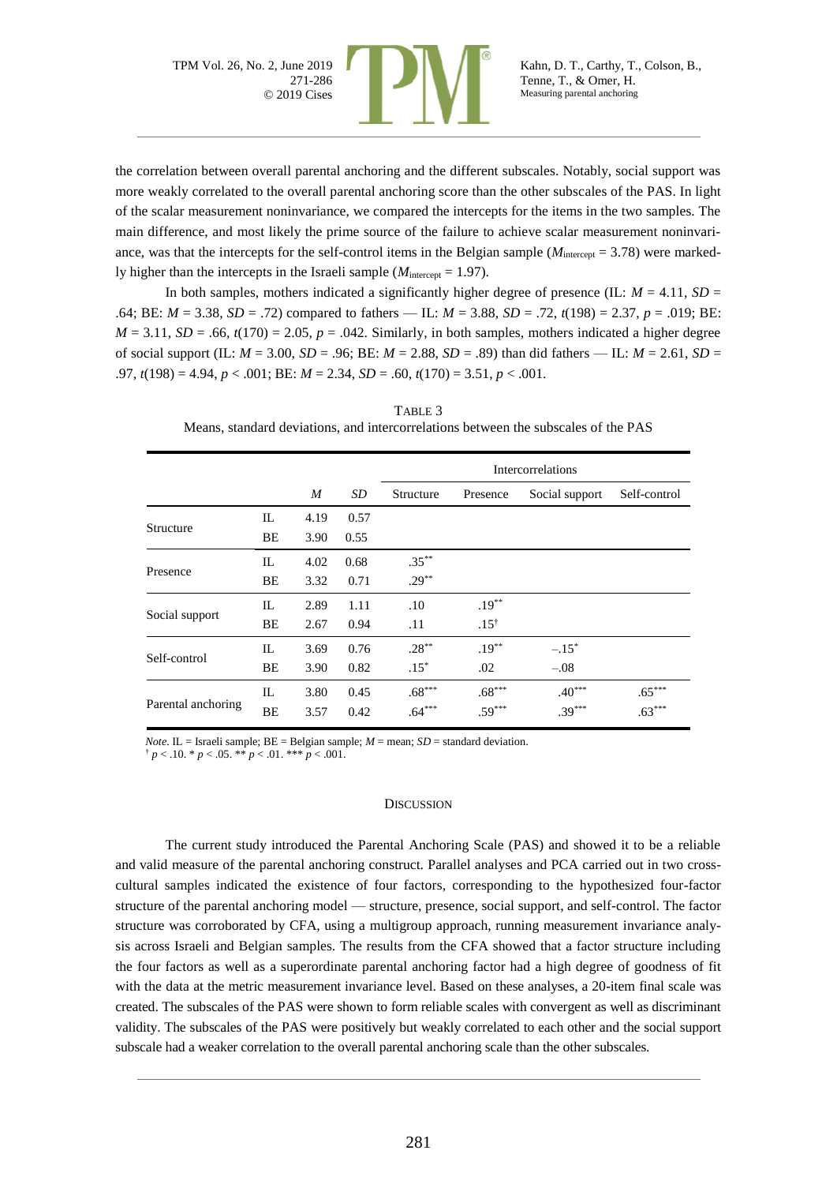the correlation between overall parental anchoring and the different subscales. Notably, social support was more weakly correlated to the overall parental anchoring score than the other subscales of the PAS. In light of the scalar measurement noninvariance, we compared the intercepts for the items in the two samples. The main difference, and most likely the prime source of the failure to achieve scalar measurement noninvariance, was that the intercepts for the self-control items in the Belgian sample ($M_{\text{intercept}}$ = 3.78) were markedly higher than the intercepts in the Israeli sample ($M_{\text{intercept}}$ = 1.97).

In both samples, mothers indicated a significantly higher degree of presence (IL: $M$ = 4.11, $SD$ = .64; BE: $M$ = 3.38, $SD$ = .72) compared to fathers — IL: $M$ = 3.88, $SD$ = .72, $t(198)$ = 2.37, $p$ = .019; BE: $M$ = 3.11, $SD$ = .66, $t(170)$ = 2.05, $p$ = .042. Similarly, in both samples, mothers indicated a higher degree of social support (IL: $M$ = 3.00, $SD$ = .96; BE: $M$ = 2.88, $SD$ = .89) than did fathers — IL: $M$ = 2.61, $SD$ = .97, $t(198)$ = 4.94, $p$ < .001; BE: $M$ = 2.34, $SD$ = .60, $t(170)$ = 3.51, $p$ < .001.

TABLE 3
Means, standard deviations, and intercorrelations between the subscales of the PAS

| | | $M$ | $SD$ | Intercorrelations | | | |
|---|---|---|---|---|---|---|---|
| | | | | Structure | Presence | Social support | Self-control |
| Structure | IL | 4.19 | 0.57 | | | | |
| | BE | 3.90 | 0.55 | | | | |
| Presence | IL | 4.02 | 0.68 | $.35^{**}$ | | | |
| | BE | 3.32 | 0.71 | $.29^{**}$ | | | |
| Social support | IL | 2.89 | 1.11 | .10 | $.19^{**}$ | | |
| | BE | 2.67 | 0.94 | .11 | $.15^{\dagger}$ | | |
| Self-control | IL | 3.69 | 0.76 | $.28^{**}$ | $.19^{**}$ | $-.15^{*}$ | |
| | BE | 3.90 | 0.82 | $.15^{*}$ | .02 | $-.08$ | |
| Parental anchoring | IL | 3.80 | 0.45 | $.68^{***}$ | $.68^{***}$ | $.40^{***}$ | $.65^{***}$ |
| | BE | 3.57 | 0.42 | $.64^{***}$ | $.59^{***}$ | $.39^{***}$ | $.63^{***}$ |

*Note*. IL = Israeli sample; BE = Belgian sample; $M$ = mean; $SD$ = standard deviation.
$^{\dagger}$ $p$ < .10. * $p$ < .05. ** $p$ < .01. *** $p$ < .001.

## DISCUSSION

The current study introduced the Parental Anchoring Scale (PAS) and showed it to be a reliable and valid measure of the parental anchoring construct. Parallel analyses and PCA carried out in two cross-cultural samples indicated the existence of four factors, corresponding to the hypothesized four-factor structure of the parental anchoring model — structure, presence, social support, and self-control. The factor structure was corroborated by CFA, using a multigroup approach, running measurement invariance analysis across Israeli and Belgian samples. The results from the CFA showed that a factor structure including the four factors as well as a superordinate parental anchoring factor had a high degree of goodness of fit with the data at the metric measurement invariance level. Based on these analyses, a 20-item final scale was created. The subscales of the PAS were shown to form reliable scales with convergent as well as discriminant validity. The subscales of the PAS were positively but weakly correlated to each other and the social support subscale had a weaker correlation to the overall parental anchoring scale than the other subscales.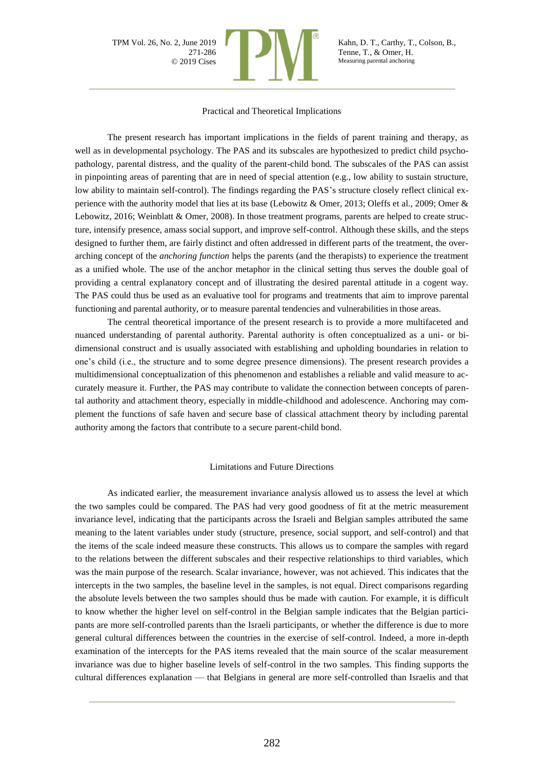## Practical and Theoretical Implications

The present research has important implications in the fields of parent training and therapy, as well as in developmental psychology. The PAS and its subscales are hypothesized to predict child psychopathology, parental distress, and the quality of the parent-child bond. The subscales of the PAS can assist in pinpointing areas of parenting that are in need of special attention (e.g., low ability to sustain structure, low ability to maintain self-control). The findings regarding the PAS's structure closely reflect clinical experience with the authority model that lies at its base (Lebowitz & Omer, 2013; Oleffs et al., 2009; Omer & Lebowitz, 2016; Weinblatt & Omer, 2008). In those treatment programs, parents are helped to create structure, intensify presence, amass social support, and improve self-control. Although these skills, and the steps designed to further them, are fairly distinct and often addressed in different parts of the treatment, the overarching concept of the *anchoring function* helps the parents (and the therapists) to experience the treatment as a unified whole. The use of the anchor metaphor in the clinical setting thus serves the double goal of providing a central explanatory concept and of illustrating the desired parental attitude in a cogent way. The PAS could thus be used as an evaluative tool for programs and treatments that aim to improve parental functioning and parental authority, or to measure parental tendencies and vulnerabilities in those areas.

The central theoretical importance of the present research is to provide a more multifaceted and nuanced understanding of parental authority. Parental authority is often conceptualized as a uni- or bidimensional construct and is usually associated with establishing and upholding boundaries in relation to one's child (i.e., the structure and to some degree presence dimensions). The present research provides a multidimensional conceptualization of this phenomenon and establishes a reliable and valid measure to accurately measure it. Further, the PAS may contribute to validate the connection between concepts of parental authority and attachment theory, especially in middle-childhood and adolescence. Anchoring may complement the functions of safe haven and secure base of classical attachment theory by including parental authority among the factors that contribute to a secure parent-child bond.

## Limitations and Future Directions

As indicated earlier, the measurement invariance analysis allowed us to assess the level at which the two samples could be compared. The PAS had very good goodness of fit at the metric measurement invariance level, indicating that the participants across the Israeli and Belgian samples attributed the same meaning to the latent variables under study (structure, presence, social support, and self-control) and that the items of the scale indeed measure these constructs. This allows us to compare the samples with regard to the relations between the different subscales and their respective relationships to third variables, which was the main purpose of the research. Scalar invariance, however, was not achieved. This indicates that the intercepts in the two samples, the baseline level in the samples, is not equal. Direct comparisons regarding the absolute levels between the two samples should thus be made with caution. For example, it is difficult to know whether the higher level on self-control in the Belgian sample indicates that the Belgian participants are more self-controlled parents than the Israeli participants, or whether the difference is due to more general cultural differences between the countries in the exercise of self-control. Indeed, a more in-depth examination of the intercepts for the PAS items revealed that the main source of the scalar measurement invariance was due to higher baseline levels of self-control in the two samples. This finding supports the cultural differences explanation — that Belgians in general are more self-controlled than Israelis and that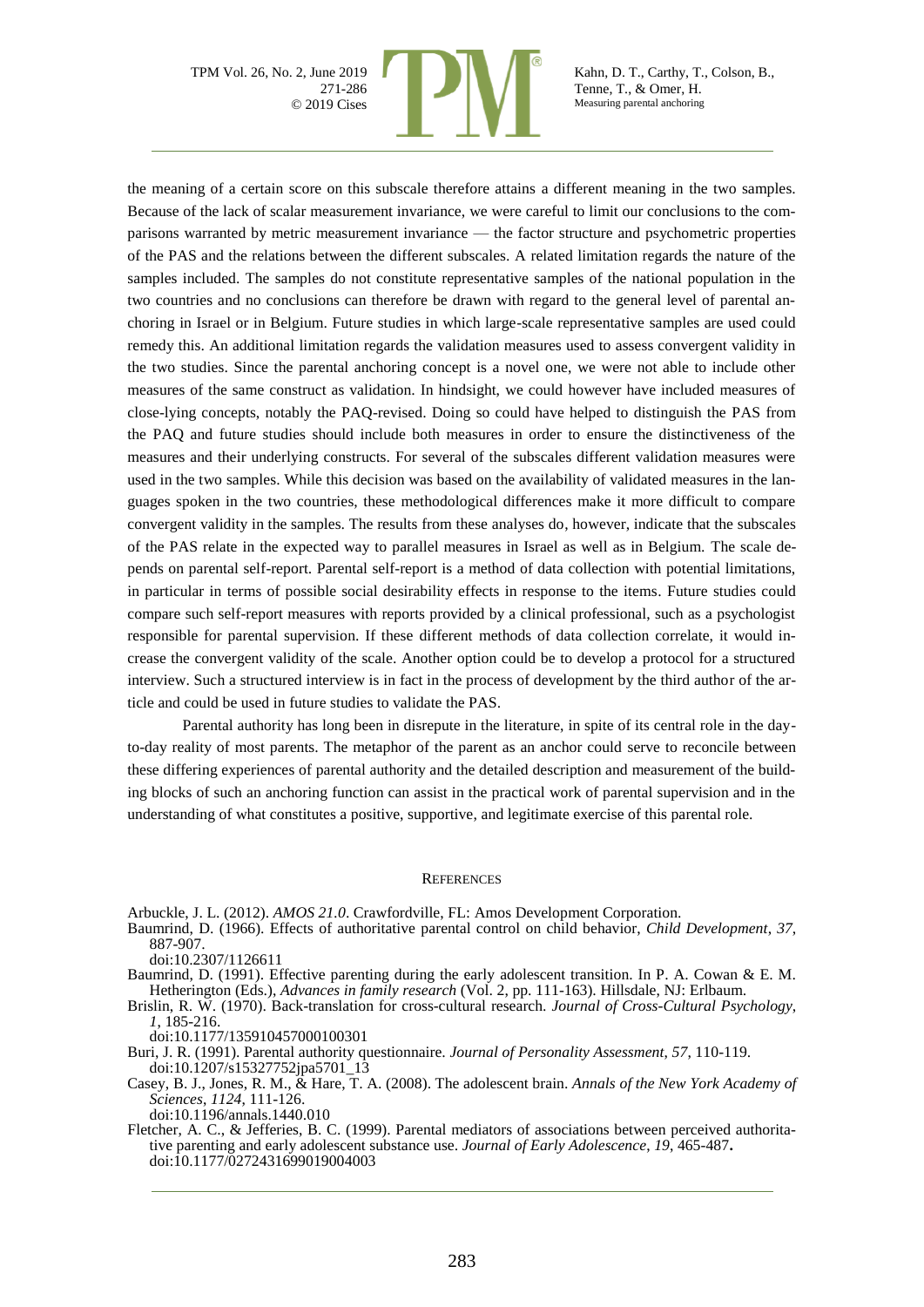the meaning of a certain score on this subscale therefore attains a different meaning in the two samples. Because of the lack of scalar measurement invariance, we were careful to limit our conclusions to the comparisons warranted by metric measurement invariance — the factor structure and psychometric properties of the PAS and the relations between the different subscales. A related limitation regards the nature of the samples included. The samples do not constitute representative samples of the national population in the two countries and no conclusions can therefore be drawn with regard to the general level of parental anchoring in Israel or in Belgium. Future studies in which large-scale representative samples are used could remedy this. An additional limitation regards the validation measures used to assess convergent validity in the two studies. Since the parental anchoring concept is a novel one, we were not able to include other measures of the same construct as validation. In hindsight, we could however have included measures of close-lying concepts, notably the PAQ-revised. Doing so could have helped to distinguish the PAS from the PAQ and future studies should include both measures in order to ensure the distinctiveness of the measures and their underlying constructs. For several of the subscales different validation measures were used in the two samples. While this decision was based on the availability of validated measures in the languages spoken in the two countries, these methodological differences make it more difficult to compare convergent validity in the samples. The results from these analyses do, however, indicate that the subscales of the PAS relate in the expected way to parallel measures in Israel as well as in Belgium. The scale depends on parental self-report. Parental self-report is a method of data collection with potential limitations, in particular in terms of possible social desirability effects in response to the items. Future studies could compare such self-report measures with reports provided by a clinical professional, such as a psychologist responsible for parental supervision. If these different methods of data collection correlate, it would increase the convergent validity of the scale. Another option could be to develop a protocol for a structured interview. Such a structured interview is in fact in the process of development by the third author of the article and could be used in future studies to validate the PAS.

Parental authority has long been in disrepute in the literature, in spite of its central role in the day-to-day reality of most parents. The metaphor of the parent as an anchor could serve to reconcile between these differing experiences of parental authority and the detailed description and measurement of the building blocks of such an anchoring function can assist in the practical work of parental supervision and in the understanding of what constitutes a positive, supportive, and legitimate exercise of this parental role.

## REFERENCES

Arbuckle, J. L. (2012). *AMOS 21.0*. Crawfordville, FL: Amos Development Corporation.

Baumrind, D. (1966). Effects of authoritative parental control on child behavior, *Child Development*, *37*, 887-907. doi:10.2307/1126611

Baumrind, D. (1991). Effective parenting during the early adolescent transition. In P. A. Cowan & E. M. Hetherington (Eds.), *Advances in family research* (Vol. 2, pp. 111-163). Hillsdale, NJ: Erlbaum.

Brislin, R. W. (1970). Back-translation for cross-cultural research. *Journal of Cross-Cultural Psychology*, *1*, 185-216. doi:10.1177/135910457000100301

Buri, J. R. (1991). Parental authority questionnaire. *Journal of Personality Assessment*, *57*, 110-119. doi:10.1207/s15327752jpa5701_13

Casey, B. J., Jones, R. M., & Hare, T. A. (2008). The adolescent brain. *Annals of the New York Academy of Sciences*, *1124*, 111-126. doi:10.1196/annals.1440.010

Fletcher, A. C., & Jefferies, B. C. (1999). Parental mediators of associations between perceived authoritative parenting and early adolescent substance use. *Journal of Early Adolescence*, *19*, 465-487. doi:10.1177/0272431699019004003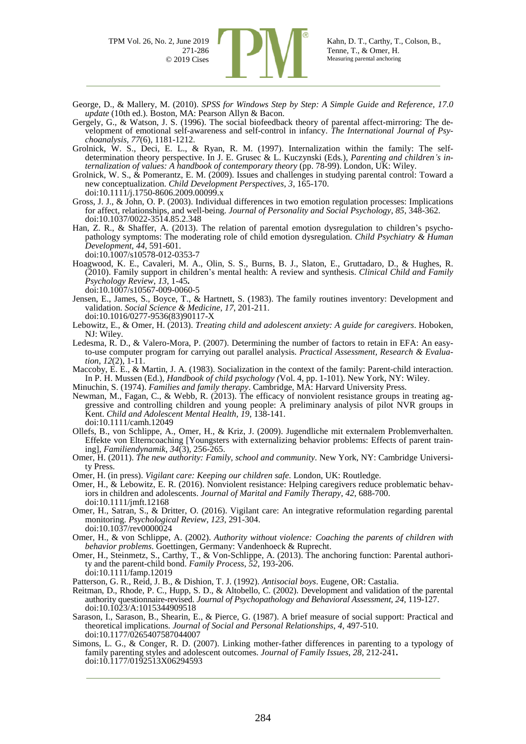George, D., & Mallery, M. (2010). *SPSS for Windows Step by Step: A Simple Guide and Reference, 17.0 update* (10th ed.). Boston, MA: Pearson Allyn & Bacon.

Gergely, G., & Watson, J. S. (1996). The social biofeedback theory of parental affect-mirroring: The development of emotional self-awareness and self-control in infancy. *The International Journal of Psychoanalysis*, *77*(6), 1181-1212.

Grolnick, W. S., Deci, E. L., & Ryan, R. M. (1997). Internalization within the family: The self-determination theory perspective. In J. E. Grusec & L. Kuczynski (Eds.), *Parenting and children's internalization of values: A handbook of contemporary theory* (pp. 78-99). London, UK: Wiley.

Grolnick, W. S., & Pomerantz, E. M. (2009). Issues and challenges in studying parental control: Toward a new conceptualization. *Child Development Perspectives*, *3*, 165-170. doi:10.1111/j.1750-8606.2009.00099.x

Gross, J. J., & John, O. P. (2003). Individual differences in two emotion regulation processes: Implications for affect, relationships, and well-being. *Journal of Personality and Social Psychology*, *85*, 348-362. doi:10.1037/0022-3514.85.2.348

Han, Z. R., & Shaffer, A. (2013). The relation of parental emotion dysregulation to children's psychopathology symptoms: The moderating role of child emotion dysregulation. *Child Psychiatry & Human Development*, *44*, 591-601. doi:10.1007/s10578-012-0353-7

Hoagwood, K. E., Cavaleri, M. A., Olin, S. S., Burns, B. J., Slaton, E., Gruttadaro, D., & Hughes, R. (2010). Family support in children's mental health: A review and synthesis. *Clinical Child and Family Psychology Review*, *13*, 1-45**.** doi:10.1007/s10567-009-0060-5

Jensen, E., James, S., Boyce, T., & Hartnett, S. (1983). The family routines inventory: Development and validation. *Social Science & Medicine*, *17*, 201-211. doi:10.1016/0277-9536(83)90117-X

Lebowitz, E., & Omer, H. (2013). *Treating child and adolescent anxiety: A guide for caregivers*. Hoboken, NJ: Wiley.

Ledesma, R. D., & Valero-Mora, P. (2007). Determining the number of factors to retain in EFA: An easy-to-use computer program for carrying out parallel analysis. *Practical Assessment, Research & Evaluation*, *12*(2), 1-11.

Maccoby, E. E., & Martin, J. A. (1983). Socialization in the context of the family: Parent-child interaction. In P. H. Mussen (Ed.), *Handbook of child psychology (*Vol. 4, pp. 1-101). New York, NY: Wiley.

Minuchin, S. (1974). *Families and family therapy*. Cambridge, MA: Harvard University Press.

Newman, M., Fagan, C., & Webb, R. (2013). The efficacy of nonviolent resistance groups in treating aggressive and controlling children and young people: A preliminary analysis of pilot NVR groups in Kent. *Child and Adolescent Mental Health*, *19*, 138-141. doi:10.1111/camh.12049

Ollefs, B., von Schlippe, A., Omer, H., & Kriz, J. (2009). Jugendliche mit externalem Problemverhalten. Effekte von Elterncoaching [Youngsters with externalizing behavior problems: Effects of parent training], *Familiendynamik*, *34*(3), 256-265.

Omer, H. (2011). *The new authority: Family, school and community*. New York, NY: Cambridge University Press.

Omer, H. (in press). *Vigilant care: Keeping our children safe*. London, UK: Routledge.

Omer, H., & Lebowitz, E. R. (2016). Nonviolent resistance: Helping caregivers reduce problematic behaviors in children and adolescents. *Journal of Marital and Family Therapy*, *42*, 688-700. doi:10.1111/jmft.12168

Omer, H., Satran, S., & Dritter, O. (2016). Vigilant care: An integrative reformulation regarding parental monitoring. *Psychological Review*, *123*, 291-304. doi:10.1037/rev0000024

Omer, H., & von Schlippe, A. (2002). *Authority without violence: Coaching the parents of children with behavior problems*. Goettingen, Germany: Vandenhoeck & Ruprecht.

Omer, H., Steinmetz, S., Carthy, T., & Von-Schlippe, A. (2013). The anchoring function: Parental authority and the parent-child bond. *Family Process*, *52*, 193-206. doi:10.1111/famp.12019

Patterson, G. R., Reid, J. B., & Dishion, T. J. (1992). *Antisocial boys*. Eugene, OR: Castalia.

Reitman, D., Rhode, P. C., Hupp, S. D., & Altobello, C. (2002). Development and validation of the parental authority questionnaire-revised. *Journal of Psychopathology and Behavioral Assessment*, *24*, 119-127. doi:10.1023/A:1015344909518

Sarason, I., Sarason, B., Shearin, E., & Pierce, G. (1987). A brief measure of social support: Practical and theoretical implications. *Journal of Social and Personal Relationships*, *4*, 497-510. doi:10.1177/0265407587044007

Simons, L. G., & Conger, R. D. (2007). Linking mother-father differences in parenting to a typology of family parenting styles and adolescent outcomes. *Journal of Family Issues*, *28*, 212-241**.** doi:10.1177/0192513X06294593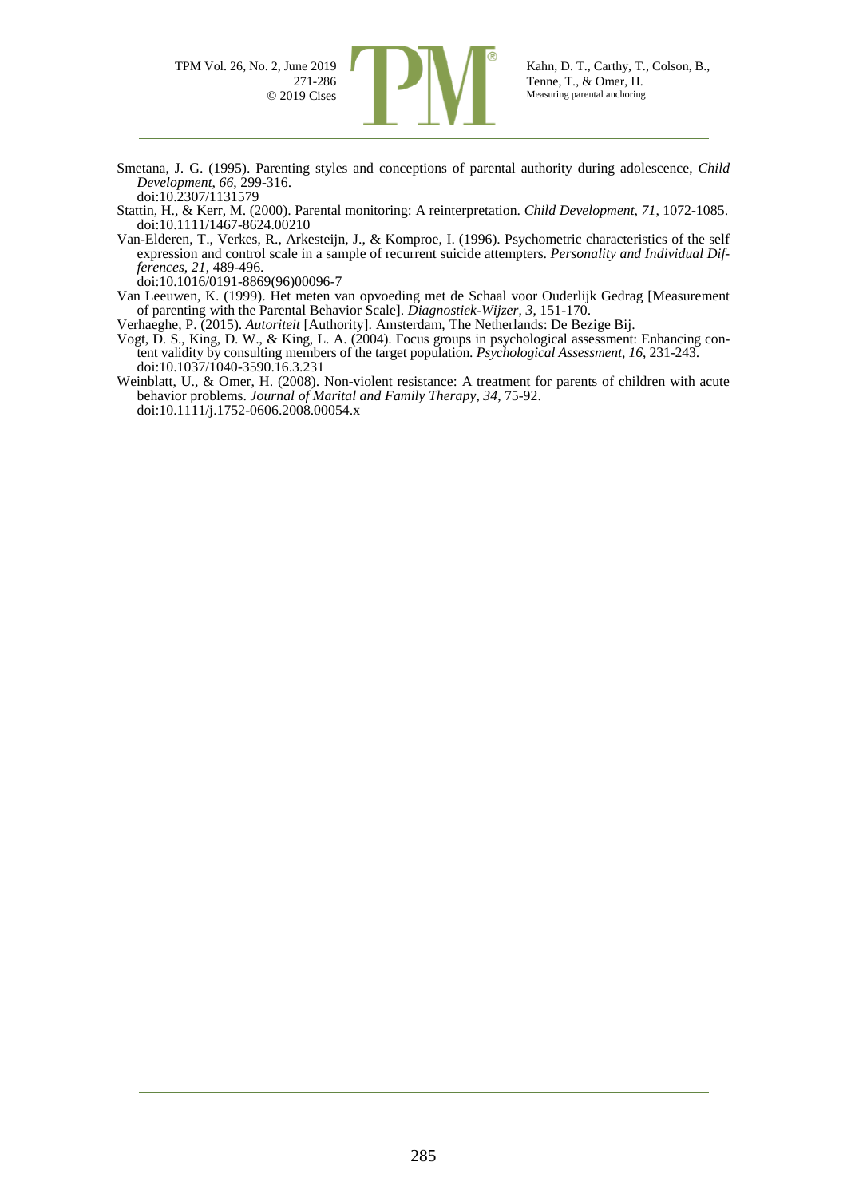Smetana, J. G. (1995). Parenting styles and conceptions of parental authority during adolescence, *Child Development*, *66*, 299-316.
doi:10.2307/1131579

Stattin, H., & Kerr, M. (2000). Parental monitoring: A reinterpretation. *Child Development*, *71*, 1072-1085. doi:10.1111/1467-8624.00210

Van-Elderen, T., Verkes, R., Arkesteijn, J., & Komproe, I. (1996). Psychometric characteristics of the self expression and control scale in a sample of recurrent suicide attempters. *Personality and Individual Differences*, *21*, 489-496.
doi:10.1016/0191-8869(96)00096-7

Van Leeuwen, K. (1999). Het meten van opvoeding met de Schaal voor Ouderlijk Gedrag [Measurement of parenting with the Parental Behavior Scale]. *Diagnostiek-Wijzer*, *3*, 151-170.

Verhaeghe, P. (2015). *Autoriteit* [Authority]. Amsterdam, The Netherlands: De Bezige Bij.

Vogt, D. S., King, D. W., & King, L. A. (2004). Focus groups in psychological assessment: Enhancing content validity by consulting members of the target population. *Psychological Assessment*, *16*, 231-243. doi:10.1037/1040-3590.16.3.231

Weinblatt, U., & Omer, H. (2008). Non-violent resistance: A treatment for parents of children with acute behavior problems. *Journal of Marital and Family Therapy*, *34*, 75-92.
doi:10.1111/j.1752-0606.2008.00054.x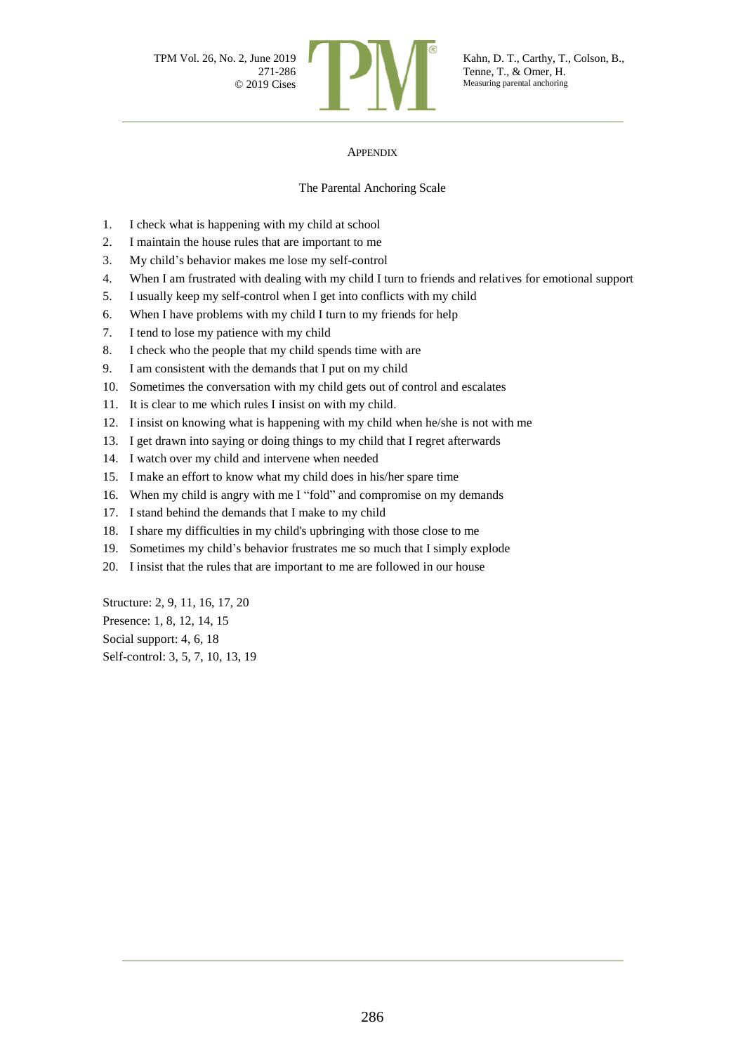## Appendix

### The Parental Anchoring Scale

1. I check what is happening with my child at school
2. I maintain the house rules that are important to me
3. My child's behavior makes me lose my self-control
4. When I am frustrated with dealing with my child I turn to friends and relatives for emotional support
5. I usually keep my self-control when I get into conflicts with my child
6. When I have problems with my child I turn to my friends for help
7. I tend to lose my patience with my child
8. I check who the people that my child spends time with are
9. I am consistent with the demands that I put on my child
10. Sometimes the conversation with my child gets out of control and escalates
11. It is clear to me which rules I insist on with my child.
12. I insist on knowing what is happening with my child when he/she is not with me
13. I get drawn into saying or doing things to my child that I regret afterwards
14. I watch over my child and intervene when needed
15. I make an effort to know what my child does in his/her spare time
16. When my child is angry with me I "fold" and compromise on my demands
17. I stand behind the demands that I make to my child
18. I share my difficulties in my child's upbringing with those close to me
19. Sometimes my child's behavior frustrates me so much that I simply explode
20. I insist that the rules that are important to me are followed in our house

Structure: 2, 9, 11, 16, 17, 20
Presence: 1, 8, 12, 14, 15
Social support: 4, 6, 18
Self-control: 3, 5, 7, 10, 13, 19